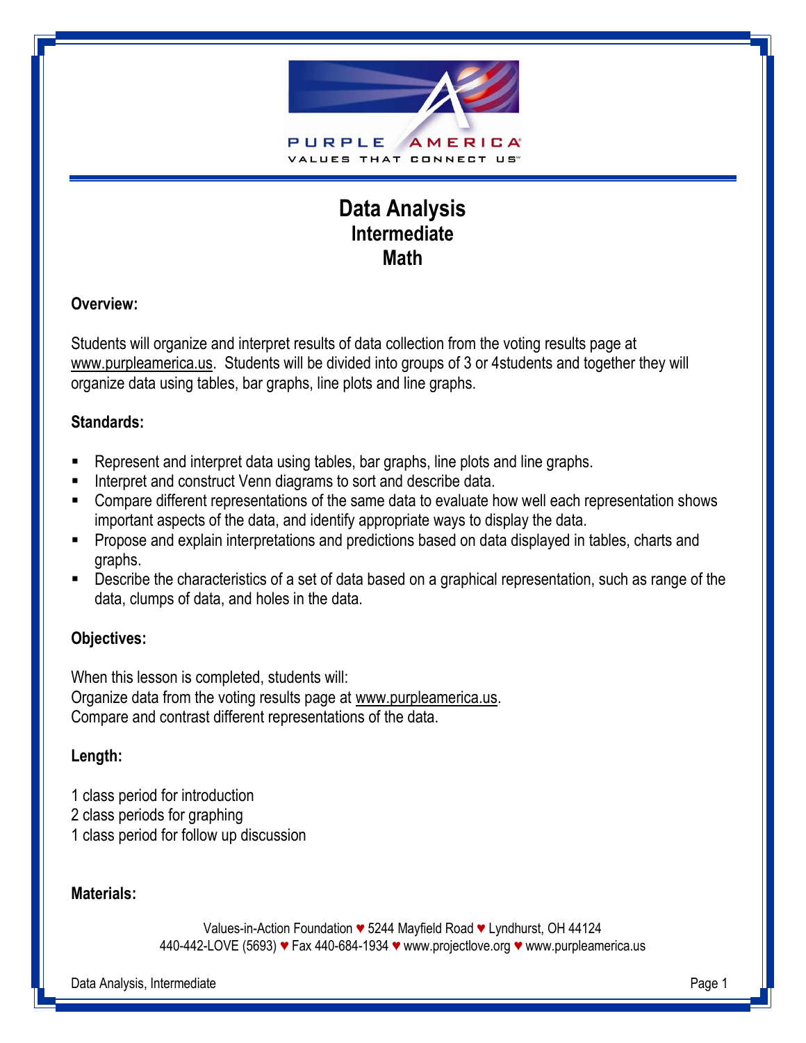# Data Analysis
## Intermediate
## Math

### Overview:

Students will organize and interpret results of data collection from the voting results page at www.purpleamerica.us. Students will be divided into groups of 3 or 4students and together they will organize data using tables, bar graphs, line plots and line graphs.

### Standards:

- Represent and interpret data using tables, bar graphs, line plots and line graphs.
- Interpret and construct Venn diagrams to sort and describe data.
- Compare different representations of the same data to evaluate how well each representation shows important aspects of the data, and identify appropriate ways to display the data.
- Propose and explain interpretations and predictions based on data displayed in tables, charts and graphs.
- Describe the characteristics of a set of data based on a graphical representation, such as range of the data, clumps of data, and holes in the data.

### Objectives:

When this lesson is completed, students will:
Organize data from the voting results page at www.purpleamerica.us.
Compare and contrast different representations of the data.

### Length:

1 class period for introduction
2 class periods for graphing
1 class period for follow up discussion

### Materials:

Values-in-Action Foundation ♥ 5244 Mayfield Road ♥ Lyndhurst, OH 44124
440-442-LOVE (5693) ♥ Fax 440-684-1934 ♥ www.projectlove.org ♥ www.purpleamerica.us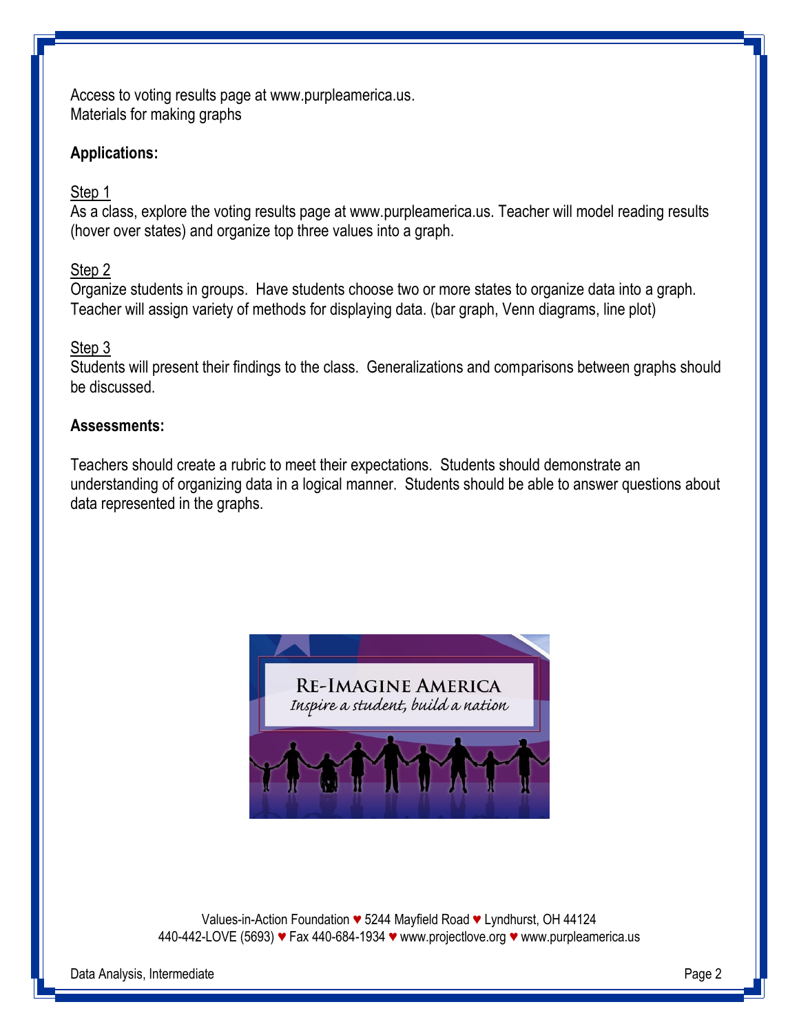Access to voting results page at www.purpleamerica.us.
Materials for making graphs

**Applications:**

Step 1
As a class, explore the voting results page at www.purpleamerica.us. Teacher will model reading results (hover over states) and organize top three values into a graph.

Step 2
Organize students in groups. Have students choose two or more states to organize data into a graph. Teacher will assign variety of methods for displaying data. (bar graph, Venn diagrams, line plot)

Step 3
Students will present their findings to the class. Generalizations and comparisons between graphs should be discussed.

**Assessments:**

Teachers should create a rubric to meet their expectations. Students should demonstrate an understanding of organizing data in a logical manner. Students should be able to answer questions about data represented in the graphs.

Values-in-Action Foundation ♥ 5244 Mayfield Road ♥ Lyndhurst, OH 44124
440-442-LOVE (5693) ♥ Fax 440-684-1934 ♥ www.projectlove.org ♥ www.purpleamerica.us